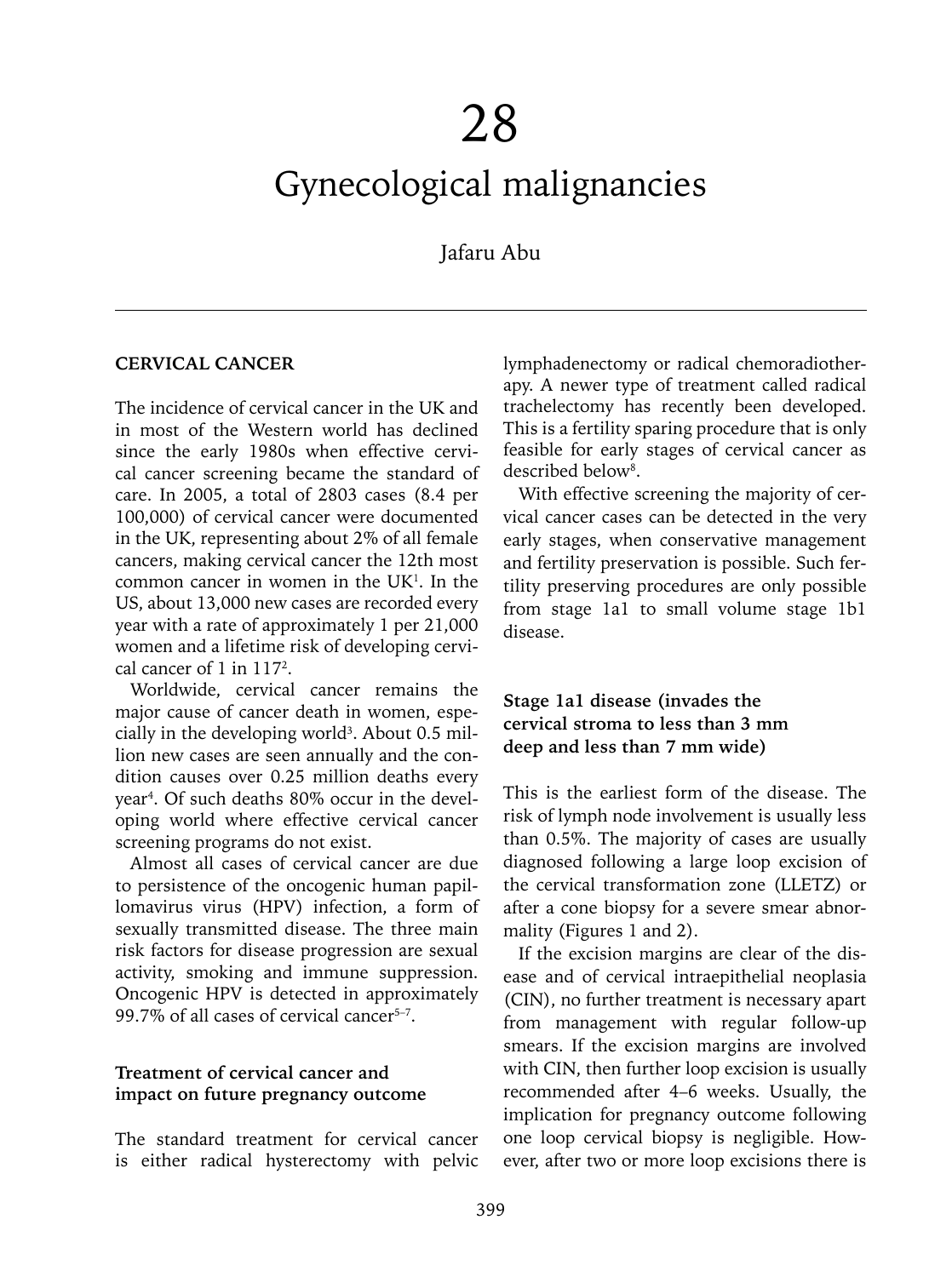# 28

# Gynecological malignancies

Jafaru Abu

## CERVICAL CANCER

The incidence of cervical cancer in the UK and in most of the Western world has declined since the early 1980s when effective cervical cancer screening became the standard of care. In 2005, a total of 2803 cases (8.4 per 100,000) of cervical cancer were documented in the UK, representing about 2% of all female cancers, making cervical cancer the 12th most common cancer in women in the UK[1]. In the US, about 13,000 new cases are recorded every year with a rate of approximately 1 per 21,000 women and a lifetime risk of developing cervical cancer of 1 in 117[2].

Worldwide, cervical cancer remains the major cause of cancer death in women, especially in the developing world[3]. About 0.5 million new cases are seen annually and the condition causes over 0.25 million deaths every year[4]. Of such deaths 80% occur in the developing world where effective cervical cancer screening programs do not exist.

Almost all cases of cervical cancer are due to persistence of the oncogenic human papillomavirus virus (HPV) infection, a form of sexually transmitted disease. The three main risk factors for disease progression are sexual activity, smoking and immune suppression. Oncogenic HPV is detected in approximately 99.7% of all cases of cervical cancer[5–7].

### Treatment of cervical cancer and impact on future pregnancy outcome

The standard treatment for cervical cancer is either radical hysterectomy with pelvic lymphadenectomy or radical chemoradiotherapy. A newer type of treatment called radical trachelectomy has recently been developed. This is a fertility sparing procedure that is only feasible for early stages of cervical cancer as described below[8].

With effective screening the majority of cervical cancer cases can be detected in the very early stages, when conservative management and fertility preservation is possible. Such fertility preserving procedures are only possible from stage 1a1 to small volume stage 1b1 disease.

### Stage 1a1 disease (invades the cervical stroma to less than 3 mm deep and less than 7 mm wide)

This is the earliest form of the disease. The risk of lymph node involvement is usually less than 0.5%. The majority of cases are usually diagnosed following a large loop excision of the cervical transformation zone (LLETZ) or after a cone biopsy for a severe smear abnormality (Figures 1 and 2).

If the excision margins are clear of the disease and of cervical intraepithelial neoplasia (CIN), no further treatment is necessary apart from management with regular follow-up smears. If the excision margins are involved with CIN, then further loop excision is usually recommended after 4–6 weeks. Usually, the implication for pregnancy outcome following one loop cervical biopsy is negligible. However, after two or more loop excisions there is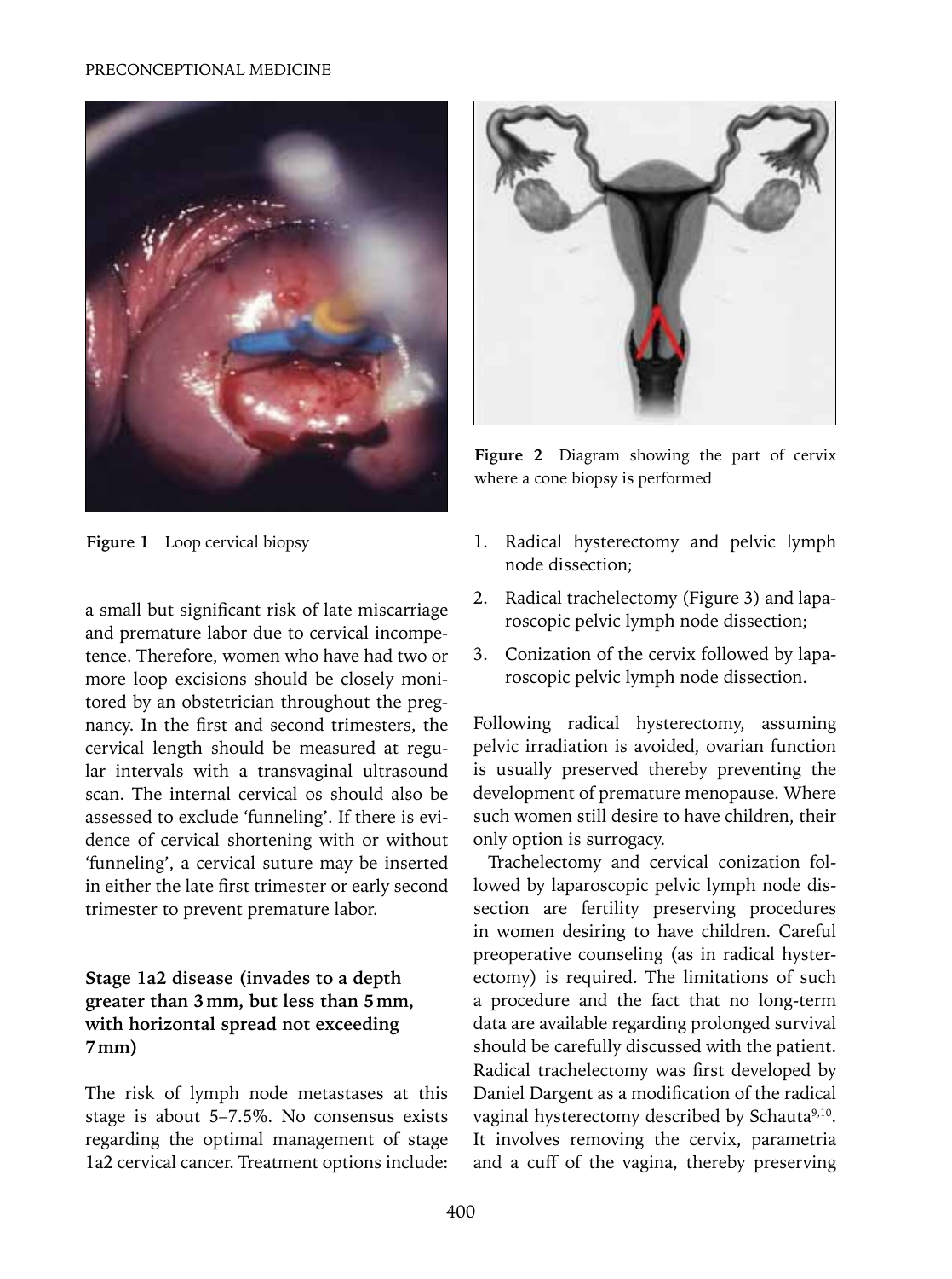Figure 1 Loop cervical biopsy

Figure 2 Diagram showing the part of cervix where a cone biopsy is performed

a small but significant risk of late miscarriage and premature labor due to cervical incompetence. Therefore, women who have had two or more loop excisions should be closely monitored by an obstetrician throughout the pregnancy. In the first and second trimesters, the cervical length should be measured at regular intervals with a transvaginal ultrasound scan. The internal cervical os should also be assessed to exclude 'funneling'. If there is evidence of cervical shortening with or without 'funneling', a cervical suture may be inserted in either the late first trimester or early second trimester to prevent premature labor.

### Stage 1a2 disease (invades to a depth greater than 3 mm, but less than 5 mm, with horizontal spread not exceeding 7 mm)

The risk of lymph node metastases at this stage is about 5–7.5%. No consensus exists regarding the optimal management of stage 1a2 cervical cancer. Treatment options include:

1. Radical hysterectomy and pelvic lymph node dissection;
2. Radical trachelectomy (Figure 3) and laparoscopic pelvic lymph node dissection;
3. Conization of the cervix followed by laparoscopic pelvic lymph node dissection.

Following radical hysterectomy, assuming pelvic irradiation is avoided, ovarian function is usually preserved thereby preventing the development of premature menopause. Where such women still desire to have children, their only option is surrogacy.

Trachelectomy and cervical conization followed by laparoscopic pelvic lymph node dissection are fertility preserving procedures in women desiring to have children. Careful preoperative counseling (as in radical hysterectomy) is required. The limitations of such a procedure and the fact that no long-term data are available regarding prolonged survival should be carefully discussed with the patient. Radical trachelectomy was first developed by Daniel Dargent as a modification of the radical vaginal hysterectomy described by Schauta[9,10]. It involves removing the cervix, parametria and a cuff of the vagina, thereby preserving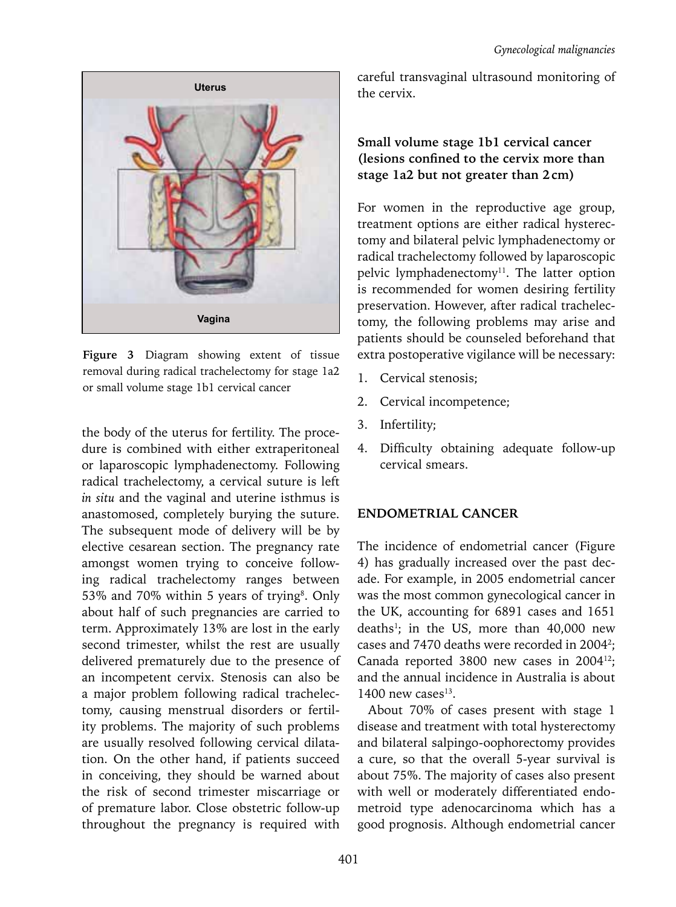Uterus

Vagina

**Figure 3** Diagram showing extent of tissue removal during radical trachelectomy for stage 1a2 or small volume stage 1b1 cervical cancer

the body of the uterus for fertility. The procedure is combined with either extraperitoneal or laparoscopic lymphadenectomy. Following radical trachelectomy, a cervical suture is left *in situ* and the vaginal and uterine isthmus is anastomosed, completely burying the suture. The subsequent mode of delivery will be by elective cesarean section. The pregnancy rate amongst women trying to conceive following radical trachelectomy ranges between 53% and 70% within 5 years of trying[8]. Only about half of such pregnancies are carried to term. Approximately 13% are lost in the early second trimester, whilst the rest are usually delivered prematurely due to the presence of an incompetent cervix. Stenosis can also be a major problem following radical trachelectomy, causing menstrual disorders or fertility problems. The majority of such problems are usually resolved following cervical dilatation. On the other hand, if patients succeed in conceiving, they should be warned about the risk of second trimester miscarriage or of premature labor. Close obstetric follow-up throughout the pregnancy is required with careful transvaginal ultrasound monitoring of the cervix.

### Small volume stage 1b1 cervical cancer (lesions confined to the cervix more than stage 1a2 but not greater than 2 cm)

For women in the reproductive age group, treatment options are either radical hysterectomy and bilateral pelvic lymphadenectomy or radical trachelectomy followed by laparoscopic pelvic lymphadenectomy[11]. The latter option is recommended for women desiring fertility preservation. However, after radical trachelectomy, the following problems may arise and patients should be counseled beforehand that extra postoperative vigilance will be necessary:

1. Cervical stenosis;
2. Cervical incompetence;
3. Infertility;
4. Difficulty obtaining adequate follow-up cervical smears.

## ENDOMETRIAL CANCER

The incidence of endometrial cancer (Figure 4) has gradually increased over the past decade. For example, in 2005 endometrial cancer was the most common gynecological cancer in the UK, accounting for 6891 cases and 1651 deaths[1]; in the US, more than 40,000 new cases and 7470 deaths were recorded in 2004[2]; Canada reported 3800 new cases in 2004[12]; and the annual incidence in Australia is about 1400 new cases[13].

About 70% of cases present with stage 1 disease and treatment with total hysterectomy and bilateral salpingo-oophorectomy provides a cure, so that the overall 5-year survival is about 75%. The majority of cases also present with well or moderately differentiated endometroid type adenocarcinoma which has a good prognosis. Although endometrial cancer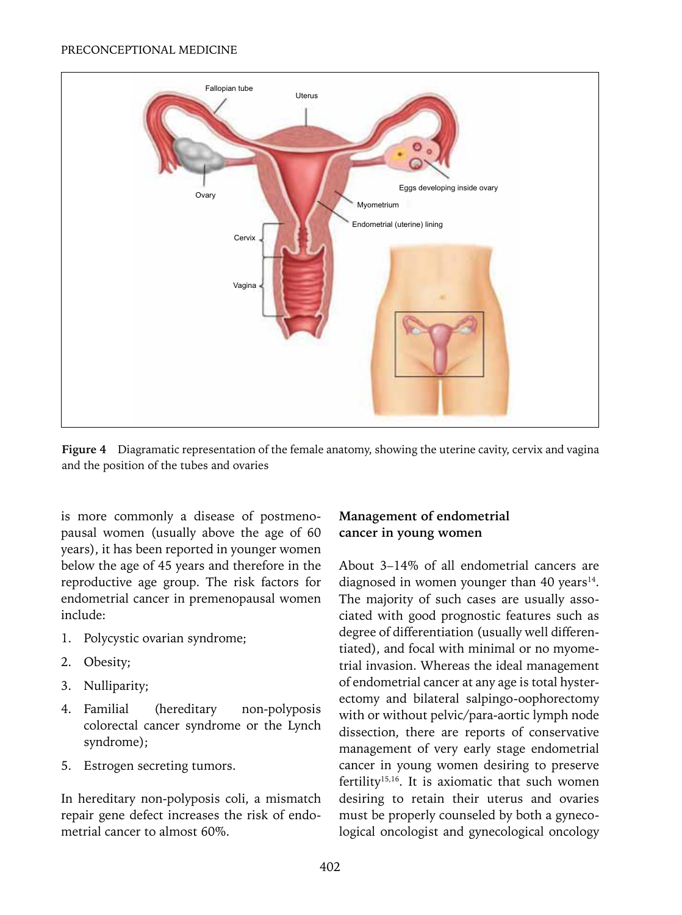**Figure 4** Diagramatic representation of the female anatomy, showing the uterine cavity, cervix and vagina and the position of the tubes and ovaries

is more commonly a disease of postmenopausal women (usually above the age of 60 years), it has been reported in younger women below the age of 45 years and therefore in the reproductive age group. The risk factors for endometrial cancer in premenopausal women include:

1. Polycystic ovarian syndrome;
2. Obesity;
3. Nulliparity;
4. Familial (hereditary non-polyposis colorectal cancer syndrome or the Lynch syndrome);
5. Estrogen secreting tumors.

In hereditary non-polyposis coli, a mismatch repair gene defect increases the risk of endometrial cancer to almost 60%.

## Management of endometrial cancer in young women

About 3–14% of all endometrial cancers are diagnosed in women younger than 40 years[14]. The majority of such cases are usually associated with good prognostic features such as degree of differentiation (usually well differentiated), and focal with minimal or no myometrial invasion. Whereas the ideal management of endometrial cancer at any age is total hysterectomy and bilateral salpingo-oophorectomy with or without pelvic/para-aortic lymph node dissection, there are reports of conservative management of very early stage endometrial cancer in young women desiring to preserve fertility[15,16]. It is axiomatic that such women desiring to retain their uterus and ovaries must be properly counseled by both a gynecological oncologist and gynecological oncology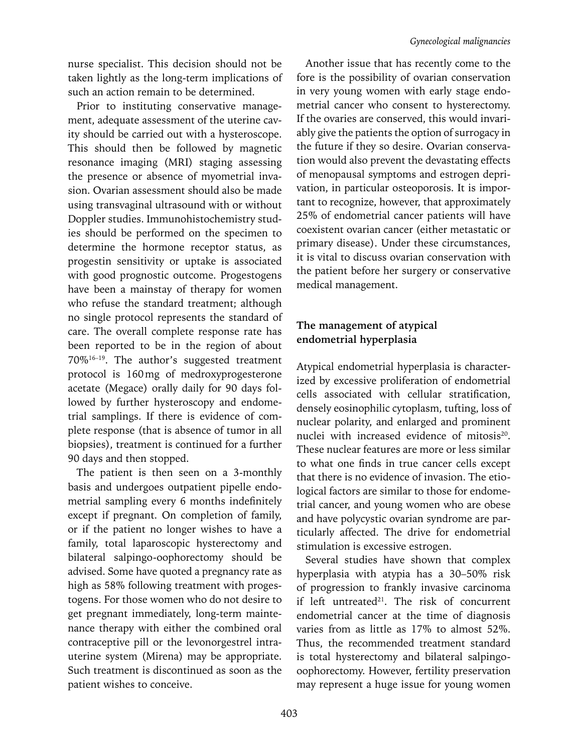nurse specialist. This decision should not be taken lightly as the long-term implications of such an action remain to be determined.

Prior to instituting conservative management, adequate assessment of the uterine cavity should be carried out with a hysteroscope. This should then be followed by magnetic resonance imaging (MRI) staging assessing the presence or absence of myometrial invasion. Ovarian assessment should also be made using transvaginal ultrasound with or without Doppler studies. Immunohistochemistry studies should be performed on the specimen to determine the hormone receptor status, as progestin sensitivity or uptake is associated with good prognostic outcome. Progestogens have been a mainstay of therapy for women who refuse the standard treatment; although no single protocol represents the standard of care. The overall complete response rate has been reported to be in the region of about 70%[16–19]. The author's suggested treatment protocol is 160 mg of medroxyprogesterone acetate (Megace) orally daily for 90 days followed by further hysteroscopy and endometrial samplings. If there is evidence of complete response (that is absence of tumor in all biopsies), treatment is continued for a further 90 days and then stopped.

The patient is then seen on a 3-monthly basis and undergoes outpatient pipelle endometrial sampling every 6 months indefinitely except if pregnant. On completion of family, or if the patient no longer wishes to have a family, total laparoscopic hysterectomy and bilateral salpingo-oophorectomy should be advised. Some have quoted a pregnancy rate as high as 58% following treatment with progestogens. For those women who do not desire to get pregnant immediately, long-term maintenance therapy with either the combined oral contraceptive pill or the levonorgestrel intrauterine system (Mirena) may be appropriate. Such treatment is discontinued as soon as the patient wishes to conceive.

Another issue that has recently come to the fore is the possibility of ovarian conservation in very young women with early stage endometrial cancer who consent to hysterectomy. If the ovaries are conserved, this would invariably give the patients the option of surrogacy in the future if they so desire. Ovarian conservation would also prevent the devastating effects of menopausal symptoms and estrogen deprivation, in particular osteoporosis. It is important to recognize, however, that approximately 25% of endometrial cancer patients will have coexistent ovarian cancer (either metastatic or primary disease). Under these circumstances, it is vital to discuss ovarian conservation with the patient before her surgery or conservative medical management.

## The management of atypical endometrial hyperplasia

Atypical endometrial hyperplasia is characterized by excessive proliferation of endometrial cells associated with cellular stratification, densely eosinophilic cytoplasm, tufting, loss of nuclear polarity, and enlarged and prominent nuclei with increased evidence of mitosis[20]. These nuclear features are more or less similar to what one finds in true cancer cells except that there is no evidence of invasion. The etiological factors are similar to those for endometrial cancer, and young women who are obese and have polycystic ovarian syndrome are particularly affected. The drive for endometrial stimulation is excessive estrogen.

Several studies have shown that complex hyperplasia with atypia has a 30–50% risk of progression to frankly invasive carcinoma if left untreated[21]. The risk of concurrent endometrial cancer at the time of diagnosis varies from as little as 17% to almost 52%. Thus, the recommended treatment standard is total hysterectomy and bilateral salpingo-oophorectomy. However, fertility preservation may represent a huge issue for young women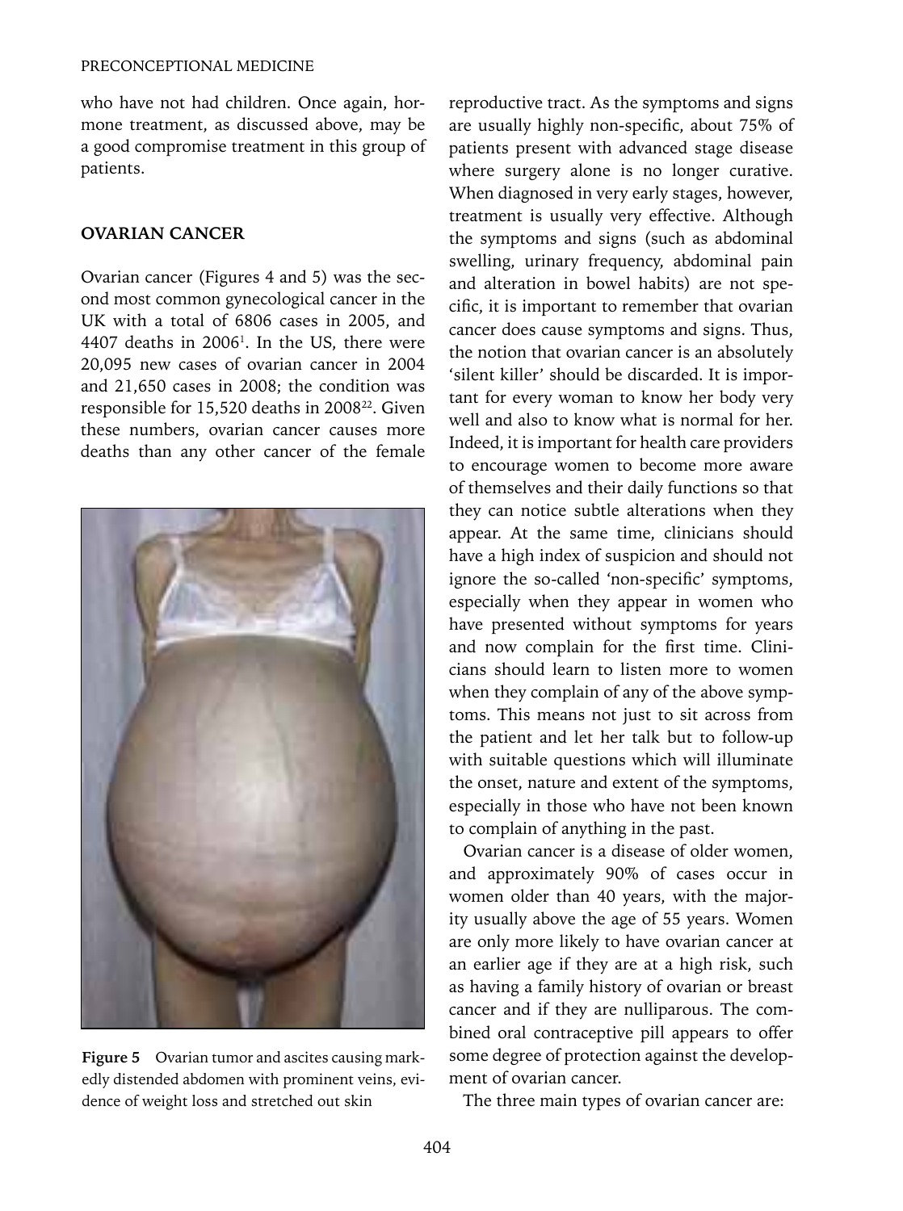who have not had children. Once again, hormone treatment, as discussed above, may be a good compromise treatment in this group of patients.

## OVARIAN CANCER

Ovarian cancer (Figures 4 and 5) was the second most common gynecological cancer in the UK with a total of 6806 cases in 2005, and 4407 deaths in 2006[1]. In the US, there were 20,095 new cases of ovarian cancer in 2004 and 21,650 cases in 2008; the condition was responsible for 15,520 deaths in 2008[22]. Given these numbers, ovarian cancer causes more deaths than any other cancer of the female reproductive tract. As the symptoms and signs are usually highly non-specific, about 75% of patients present with advanced stage disease where surgery alone is no longer curative. When diagnosed in very early stages, however, treatment is usually very effective. Although the symptoms and signs (such as abdominal swelling, urinary frequency, abdominal pain and alteration in bowel habits) are not specific, it is important to remember that ovarian cancer does cause symptoms and signs. Thus, the notion that ovarian cancer is an absolutely 'silent killer' should be discarded. It is important for every woman to know her body very well and also to know what is normal for her. Indeed, it is important for health care providers to encourage women to become more aware of themselves and their daily functions so that they can notice subtle alterations when they appear. At the same time, clinicians should have a high index of suspicion and should not ignore the so-called 'non-specific' symptoms, especially when they appear in women who have presented without symptoms for years and now complain for the first time. Clinicians should learn to listen more to women when they complain of any of the above symptoms. This means not just to sit across from the patient and let her talk but to follow-up with suitable questions which will illuminate the onset, nature and extent of the symptoms, especially in those who have not been known to complain of anything in the past.

**Figure 5** Ovarian tumor and ascites causing markedly distended abdomen with prominent veins, evidence of weight loss and stretched out skin

Ovarian cancer is a disease of older women, and approximately 90% of cases occur in women older than 40 years, with the majority usually above the age of 55 years. Women are only more likely to have ovarian cancer at an earlier age if they are at a high risk, such as having a family history of ovarian or breast cancer and if they are nulliparous. The combined oral contraceptive pill appears to offer some degree of protection against the development of ovarian cancer.

The three main types of ovarian cancer are: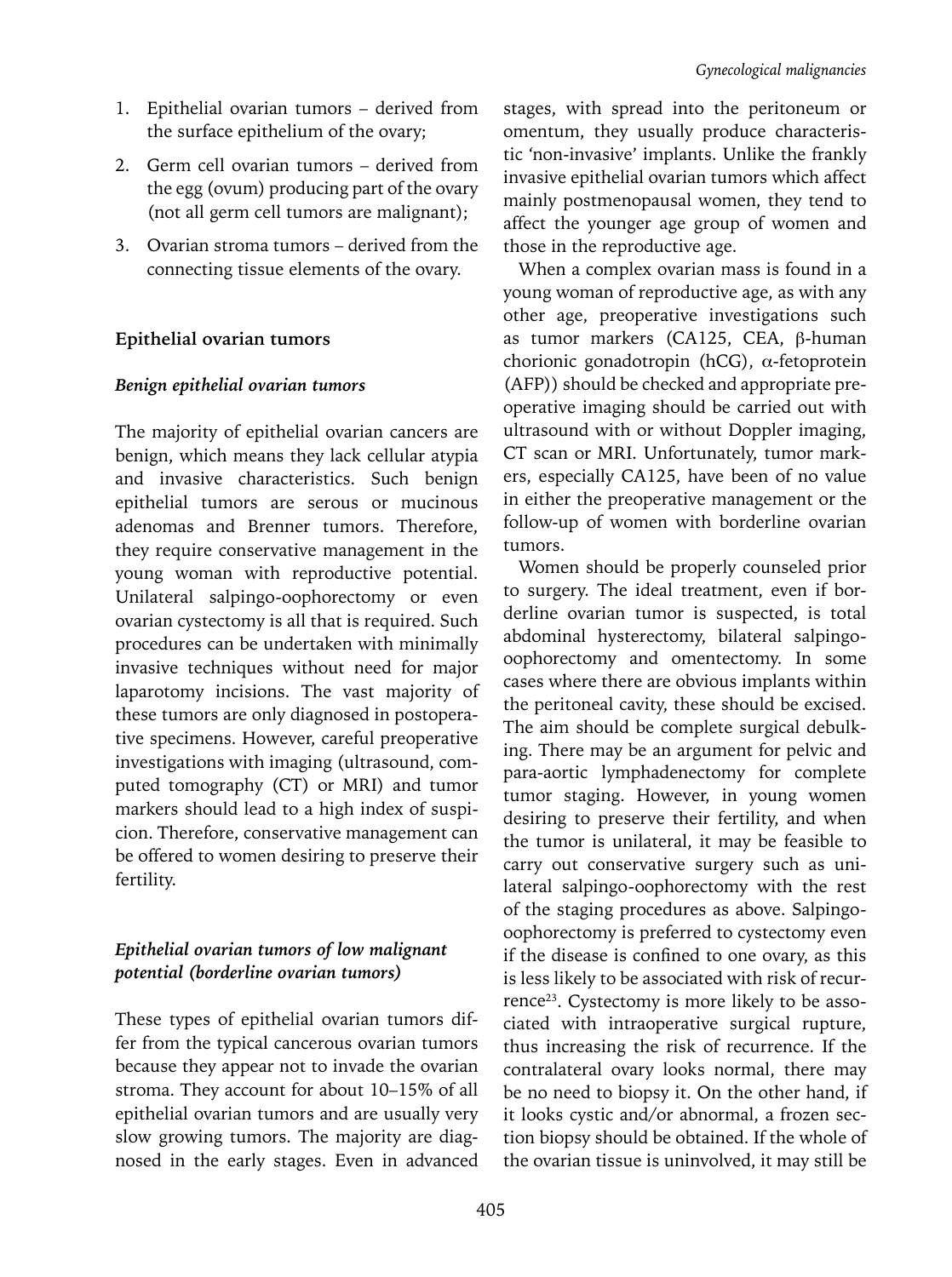1. Epithelial ovarian tumors – derived from the surface epithelium of the ovary;
2. Germ cell ovarian tumors – derived from the egg (ovum) producing part of the ovary (not all germ cell tumors are malignant);
3. Ovarian stroma tumors – derived from the connecting tissue elements of the ovary.

## Epithelial ovarian tumors

### *Benign epithelial ovarian tumors*

The majority of epithelial ovarian cancers are benign, which means they lack cellular atypia and invasive characteristics. Such benign epithelial tumors are serous or mucinous adenomas and Brenner tumors. Therefore, they require conservative management in the young woman with reproductive potential. Unilateral salpingo-oophorectomy or even ovarian cystectomy is all that is required. Such procedures can be undertaken with minimally invasive techniques without need for major laparotomy incisions. The vast majority of these tumors are only diagnosed in postoperative specimens. However, careful preoperative investigations with imaging (ultrasound, computed tomography (CT) or MRI) and tumor markers should lead to a high index of suspicion. Therefore, conservative management can be offered to women desiring to preserve their fertility.

### *Epithelial ovarian tumors of low malignant potential (borderline ovarian tumors)*

These types of epithelial ovarian tumors differ from the typical cancerous ovarian tumors because they appear not to invade the ovarian stroma. They account for about 10–15% of all epithelial ovarian tumors and are usually very slow growing tumors. The majority are diagnosed in the early stages. Even in advanced stages, with spread into the peritoneum or omentum, they usually produce characteristic 'non-invasive' implants. Unlike the frankly invasive epithelial ovarian tumors which affect mainly postmenopausal women, they tend to affect the younger age group of women and those in the reproductive age.

When a complex ovarian mass is found in a young woman of reproductive age, as with any other age, preoperative investigations such as tumor markers (CA125, CEA, β-human chorionic gonadotropin (hCG), α-fetoprotein (AFP)) should be checked and appropriate preoperative imaging should be carried out with ultrasound with or without Doppler imaging, CT scan or MRI. Unfortunately, tumor markers, especially CA125, have been of no value in either the preoperative management or the follow-up of women with borderline ovarian tumors.

Women should be properly counseled prior to surgery. The ideal treatment, even if borderline ovarian tumor is suspected, is total abdominal hysterectomy, bilateral salpingo-oophorectomy and omentectomy. In some cases where there are obvious implants within the peritoneal cavity, these should be excised. The aim should be complete surgical debulking. There may be an argument for pelvic and para-aortic lymphadenectomy for complete tumor staging. However, in young women desiring to preserve their fertility, and when the tumor is unilateral, it may be feasible to carry out conservative surgery such as unilateral salpingo-oophorectomy with the rest of the staging procedures as above. Salpingo-oophorectomy is preferred to cystectomy even if the disease is confined to one ovary, as this is less likely to be associated with risk of recurrence[23]. Cystectomy is more likely to be associated with intraoperative surgical rupture, thus increasing the risk of recurrence. If the contralateral ovary looks normal, there may be no need to biopsy it. On the other hand, if it looks cystic and/or abnormal, a frozen section biopsy should be obtained. If the whole of the ovarian tissue is uninvolved, it may still be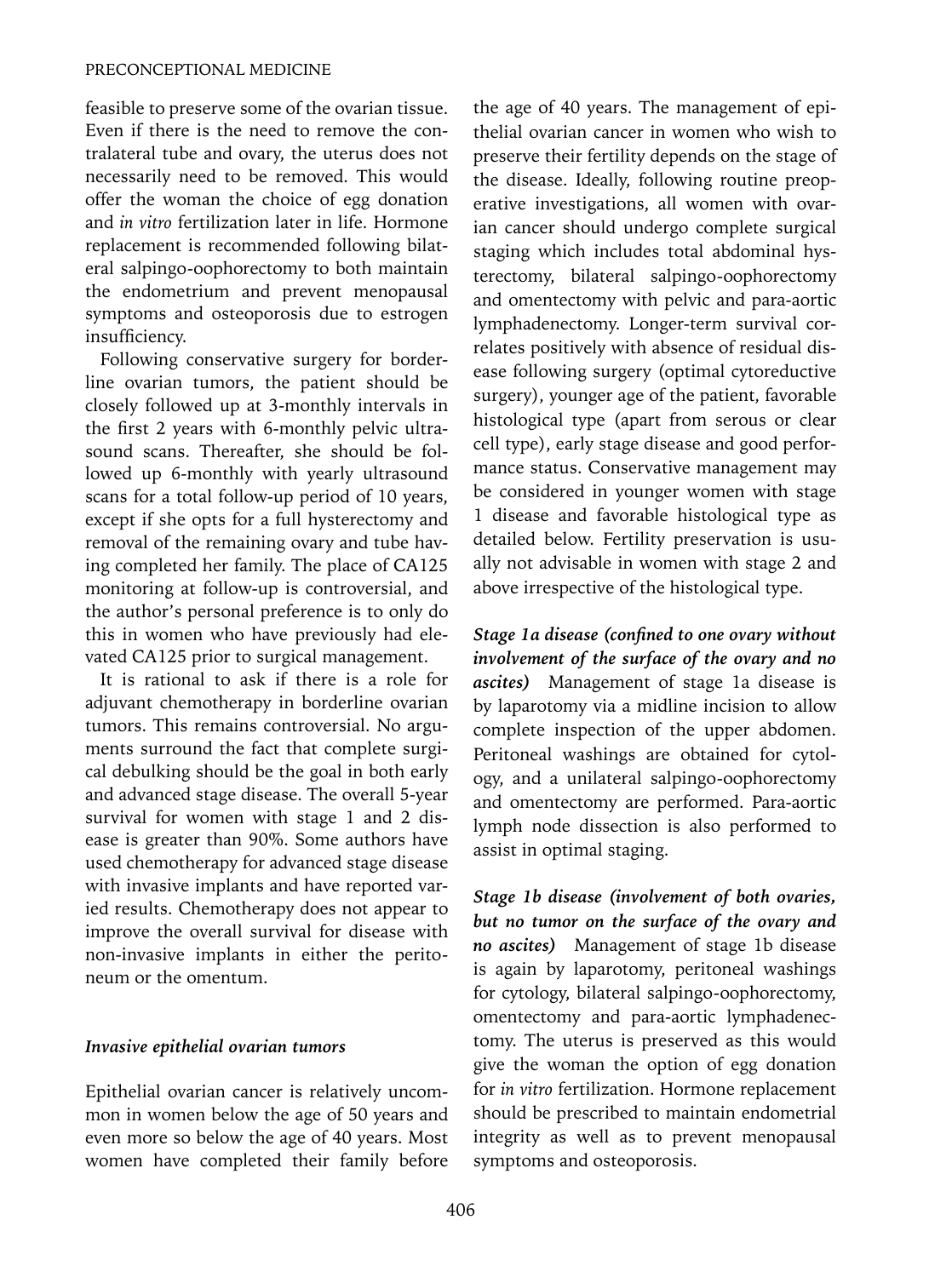feasible to preserve some of the ovarian tissue. Even if there is the need to remove the contralateral tube and ovary, the uterus does not necessarily need to be removed. This would offer the woman the choice of egg donation and *in vitro* fertilization later in life. Hormone replacement is recommended following bilateral salpingo-oophorectomy to both maintain the endometrium and prevent menopausal symptoms and osteoporosis due to estrogen insufficiency.

Following conservative surgery for borderline ovarian tumors, the patient should be closely followed up at 3-monthly intervals in the first 2 years with 6-monthly pelvic ultrasound scans. Thereafter, she should be followed up 6-monthly with yearly ultrasound scans for a total follow-up period of 10 years, except if she opts for a full hysterectomy and removal of the remaining ovary and tube having completed her family. The place of CA125 monitoring at follow-up is controversial, and the author's personal preference is to only do this in women who have previously had elevated CA125 prior to surgical management.

It is rational to ask if there is a role for adjuvant chemotherapy in borderline ovarian tumors. This remains controversial. No arguments surround the fact that complete surgical debulking should be the goal in both early and advanced stage disease. The overall 5-year survival for women with stage 1 and 2 disease is greater than 90%. Some authors have used chemotherapy for advanced stage disease with invasive implants and have reported varied results. Chemotherapy does not appear to improve the overall survival for disease with non-invasive implants in either the peritoneum or the omentum.

### *Invasive epithelial ovarian tumors*

Epithelial ovarian cancer is relatively uncommon in women below the age of 50 years and even more so below the age of 40 years. Most women have completed their family before the age of 40 years. The management of epithelial ovarian cancer in women who wish to preserve their fertility depends on the stage of the disease. Ideally, following routine preoperative investigations, all women with ovarian cancer should undergo complete surgical staging which includes total abdominal hysterectomy, bilateral salpingo-oophorectomy and omentectomy with pelvic and para-aortic lymphadenectomy. Longer-term survival correlates positively with absence of residual disease following surgery (optimal cytoreductive surgery), younger age of the patient, favorable histological type (apart from serous or clear cell type), early stage disease and good performance status. Conservative management may be considered in younger women with stage 1 disease and favorable histological type as detailed below. Fertility preservation is usually not advisable in women with stage 2 and above irrespective of the histological type.

***Stage 1a disease (confined to one ovary without involvement of the surface of the ovary and no ascites)*** Management of stage 1a disease is by laparotomy via a midline incision to allow complete inspection of the upper abdomen. Peritoneal washings are obtained for cytology, and a unilateral salpingo-oophorectomy and omentectomy are performed. Para-aortic lymph node dissection is also performed to assist in optimal staging.

***Stage 1b disease (involvement of both ovaries, but no tumor on the surface of the ovary and no ascites)*** Management of stage 1b disease is again by laparotomy, peritoneal washings for cytology, bilateral salpingo-oophorectomy, omentectomy and para-aortic lymphadenectomy. The uterus is preserved as this would give the woman the option of egg donation for *in vitro* fertilization. Hormone replacement should be prescribed to maintain endometrial integrity as well as to prevent menopausal symptoms and osteoporosis.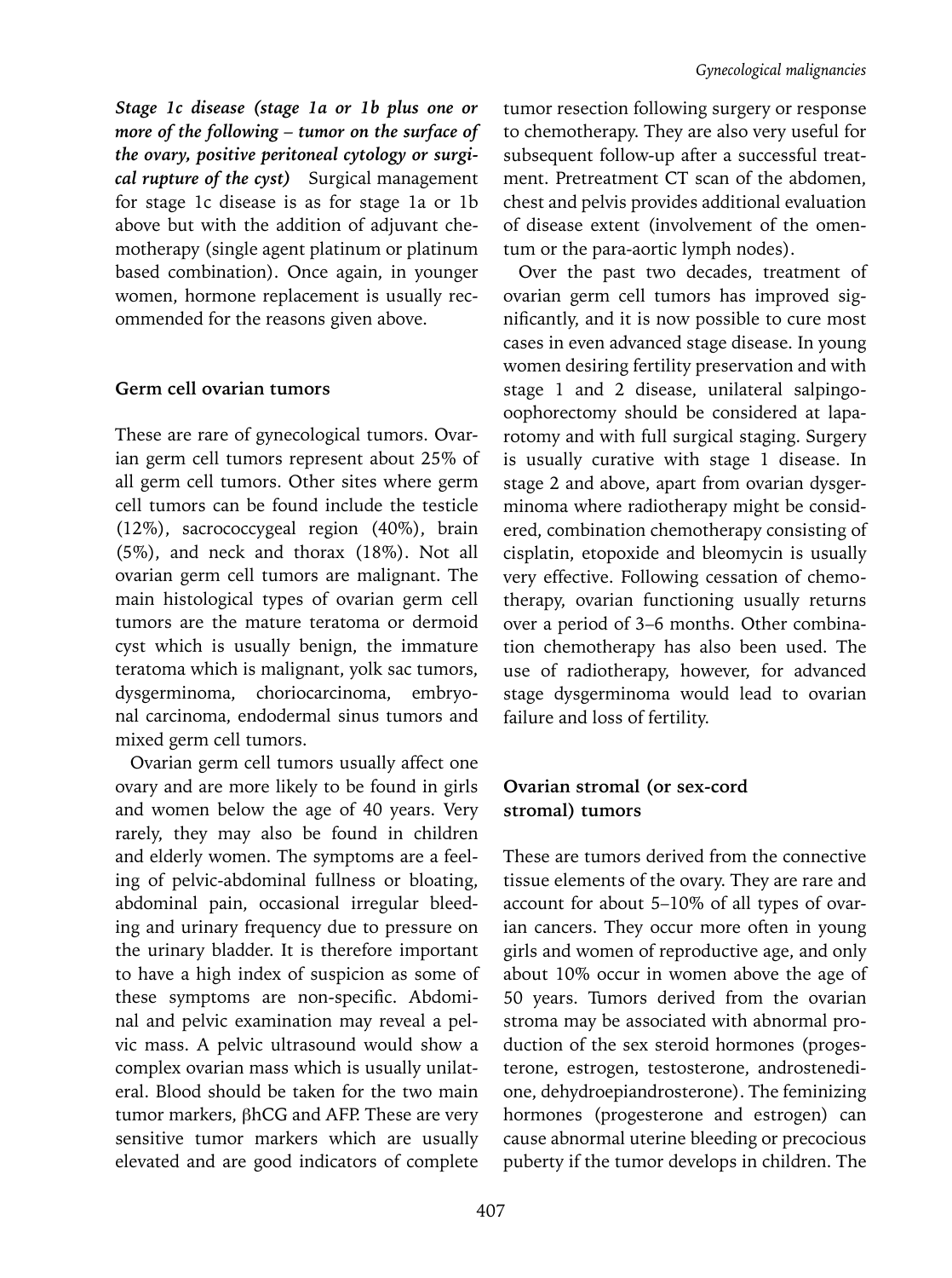***Stage 1c disease (stage 1a or 1b plus one or more of the following – tumor on the surface of the ovary, positive peritoneal cytology or surgical rupture of the cyst)*** Surgical management for stage 1c disease is as for stage 1a or 1b above but with the addition of adjuvant chemotherapy (single agent platinum or platinum based combination). Once again, in younger women, hormone replacement is usually recommended for the reasons given above.

### Germ cell ovarian tumors

These are rare of gynecological tumors. Ovarian germ cell tumors represent about 25% of all germ cell tumors. Other sites where germ cell tumors can be found include the testicle (12%), sacrococcygeal region (40%), brain (5%), and neck and thorax (18%). Not all ovarian germ cell tumors are malignant. The main histological types of ovarian germ cell tumors are the mature teratoma or dermoid cyst which is usually benign, the immature teratoma which is malignant, yolk sac tumors, dysgerminoma, choriocarcinoma, embryonal carcinoma, endodermal sinus tumors and mixed germ cell tumors.

Ovarian germ cell tumors usually affect one ovary and are more likely to be found in girls and women below the age of 40 years. Very rarely, they may also be found in children and elderly women. The symptoms are a feeling of pelvic-abdominal fullness or bloating, abdominal pain, occasional irregular bleeding and urinary frequency due to pressure on the urinary bladder. It is therefore important to have a high index of suspicion as some of these symptoms are non-specific. Abdominal and pelvic examination may reveal a pelvic mass. A pelvic ultrasound would show a complex ovarian mass which is usually unilateral. Blood should be taken for the two main tumor markers, βhCG and AFP. These are very sensitive tumor markers which are usually elevated and are good indicators of complete tumor resection following surgery or response to chemotherapy. They are also very useful for subsequent follow-up after a successful treatment. Pretreatment CT scan of the abdomen, chest and pelvis provides additional evaluation of disease extent (involvement of the omentum or the para-aortic lymph nodes).

Over the past two decades, treatment of ovarian germ cell tumors has improved significantly, and it is now possible to cure most cases in even advanced stage disease. In young women desiring fertility preservation and with stage 1 and 2 disease, unilateral salpingo-oophorectomy should be considered at laparotomy and with full surgical staging. Surgery is usually curative with stage 1 disease. In stage 2 and above, apart from ovarian dysgerminoma where radiotherapy might be considered, combination chemotherapy consisting of cisplatin, etopoxide and bleomycin is usually very effective. Following cessation of chemotherapy, ovarian functioning usually returns over a period of 3–6 months. Other combination chemotherapy has also been used. The use of radiotherapy, however, for advanced stage dysgerminoma would lead to ovarian failure and loss of fertility.

### Ovarian stromal (or sex-cord stromal) tumors

These are tumors derived from the connective tissue elements of the ovary. They are rare and account for about 5–10% of all types of ovarian cancers. They occur more often in young girls and women of reproductive age, and only about 10% occur in women above the age of 50 years. Tumors derived from the ovarian stroma may be associated with abnormal production of the sex steroid hormones (progesterone, estrogen, testosterone, androstenedione, dehydroepiandrosterone). The feminizing hormones (progesterone and estrogen) can cause abnormal uterine bleeding or precocious puberty if the tumor develops in children. The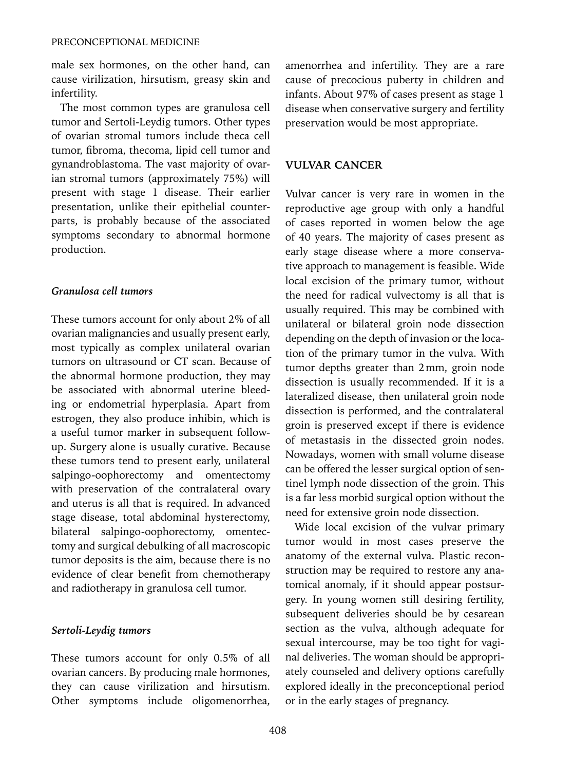male sex hormones, on the other hand, can cause virilization, hirsutism, greasy skin and infertility.

The most common types are granulosa cell tumor and Sertoli-Leydig tumors. Other types of ovarian stromal tumors include theca cell tumor, fibroma, thecoma, lipid cell tumor and gynandroblastoma. The vast majority of ovarian stromal tumors (approximately 75%) will present with stage 1 disease. Their earlier presentation, unlike their epithelial counterparts, is probably because of the associated symptoms secondary to abnormal hormone production.

### *Granulosa cell tumors*

These tumors account for only about 2% of all ovarian malignancies and usually present early, most typically as complex unilateral ovarian tumors on ultrasound or CT scan. Because of the abnormal hormone production, they may be associated with abnormal uterine bleeding or endometrial hyperplasia. Apart from estrogen, they also produce inhibin, which is a useful tumor marker in subsequent follow-up. Surgery alone is usually curative. Because these tumors tend to present early, unilateral salpingo-oophorectomy and omentectomy with preservation of the contralateral ovary and uterus is all that is required. In advanced stage disease, total abdominal hysterectomy, bilateral salpingo-oophorectomy, omentectomy and surgical debulking of all macroscopic tumor deposits is the aim, because there is no evidence of clear benefit from chemotherapy and radiotherapy in granulosa cell tumor.

### *Sertoli-Leydig tumors*

These tumors account for only 0.5% of all ovarian cancers. By producing male hormones, they can cause virilization and hirsutism. Other symptoms include oligomenorrhea, amenorrhea and infertility. They are a rare cause of precocious puberty in children and infants. About 97% of cases present as stage 1 disease when conservative surgery and fertility preservation would be most appropriate.

## VULVAR CANCER

Vulvar cancer is very rare in women in the reproductive age group with only a handful of cases reported in women below the age of 40 years. The majority of cases present as early stage disease where a more conservative approach to management is feasible. Wide local excision of the primary tumor, without the need for radical vulvectomy is all that is usually required. This may be combined with unilateral or bilateral groin node dissection depending on the depth of invasion or the location of the primary tumor in the vulva. With tumor depths greater than 2 mm, groin node dissection is usually recommended. If it is a lateralized disease, then unilateral groin node dissection is performed, and the contralateral groin is preserved except if there is evidence of metastasis in the dissected groin nodes. Nowadays, women with small volume disease can be offered the lesser surgical option of sentinel lymph node dissection of the groin. This is a far less morbid surgical option without the need for extensive groin node dissection.

Wide local excision of the vulvar primary tumor would in most cases preserve the anatomy of the external vulva. Plastic reconstruction may be required to restore any anatomical anomaly, if it should appear postsurgery. In young women still desiring fertility, subsequent deliveries should be by cesarean section as the vulva, although adequate for sexual intercourse, may be too tight for vaginal deliveries. The woman should be appropriately counseled and delivery options carefully explored ideally in the preconceptional period or in the early stages of pregnancy.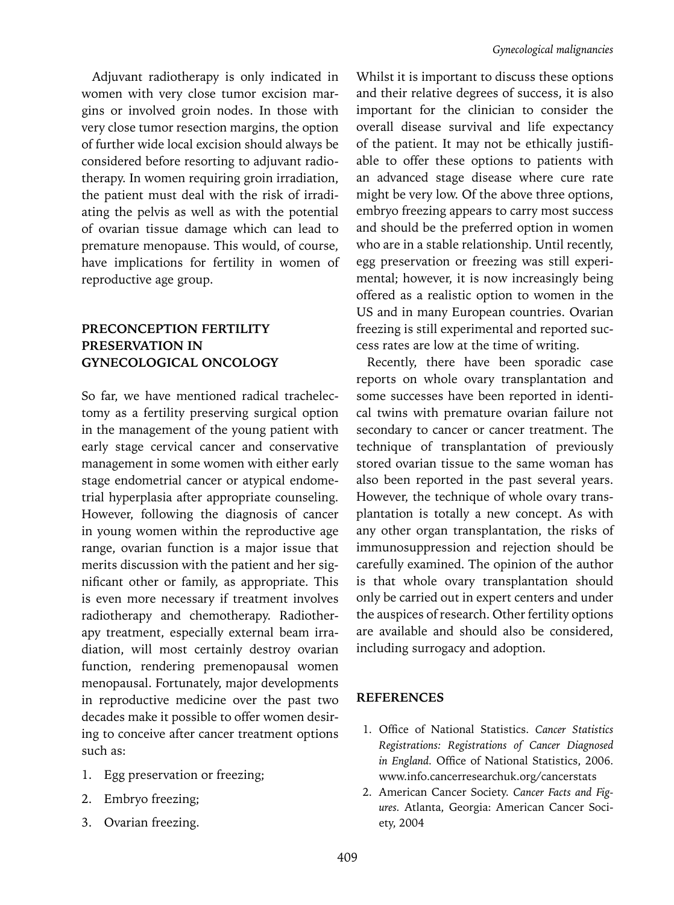Adjuvant radiotherapy is only indicated in women with very close tumor excision margins or involved groin nodes. In those with very close tumor resection margins, the option of further wide local excision should always be considered before resorting to adjuvant radiotherapy. In women requiring groin irradiation, the patient must deal with the risk of irradiating the pelvis as well as with the potential of ovarian tissue damage which can lead to premature menopause. This would, of course, have implications for fertility in women of reproductive age group.

## PRECONCEPTION FERTILITY PRESERVATION IN GYNECOLOGICAL ONCOLOGY

So far, we have mentioned radical trachelectomy as a fertility preserving surgical option in the management of the young patient with early stage cervical cancer and conservative management in some women with either early stage endometrial cancer or atypical endometrial hyperplasia after appropriate counseling. However, following the diagnosis of cancer in young women within the reproductive age range, ovarian function is a major issue that merits discussion with the patient and her significant other or family, as appropriate. This is even more necessary if treatment involves radiotherapy and chemotherapy. Radiotherapy treatment, especially external beam irradiation, will most certainly destroy ovarian function, rendering premenopausal women menopausal. Fortunately, major developments in reproductive medicine over the past two decades make it possible to offer women desiring to conceive after cancer treatment options such as:

1. Egg preservation or freezing;
2. Embryo freezing;
3. Ovarian freezing.

Whilst it is important to discuss these options and their relative degrees of success, it is also important for the clinician to consider the overall disease survival and life expectancy of the patient. It may not be ethically justifiable to offer these options to patients with an advanced stage disease where cure rate might be very low. Of the above three options, embryo freezing appears to carry most success and should be the preferred option in women who are in a stable relationship. Until recently, egg preservation or freezing was still experimental; however, it is now increasingly being offered as a realistic option to women in the US and in many European countries. Ovarian freezing is still experimental and reported success rates are low at the time of writing.

Recently, there have been sporadic case reports on whole ovary transplantation and some successes have been reported in identical twins with premature ovarian failure not secondary to cancer or cancer treatment. The technique of transplantation of previously stored ovarian tissue to the same woman has also been reported in the past several years. However, the technique of whole ovary transplantation is totally a new concept. As with any other organ transplantation, the risks of immunosuppression and rejection should be carefully examined. The opinion of the author is that whole ovary transplantation should only be carried out in expert centers and under the auspices of research. Other fertility options are available and should also be considered, including surrogacy and adoption.

## REFERENCES

1. Office of National Statistics. *Cancer Statistics Registrations: Registrations of Cancer Diagnosed in England.* Office of National Statistics, 2006. www.info.cancerresearchuk.org/cancerstats
2. American Cancer Society. *Cancer Facts and Figures.* Atlanta, Georgia: American Cancer Society, 2004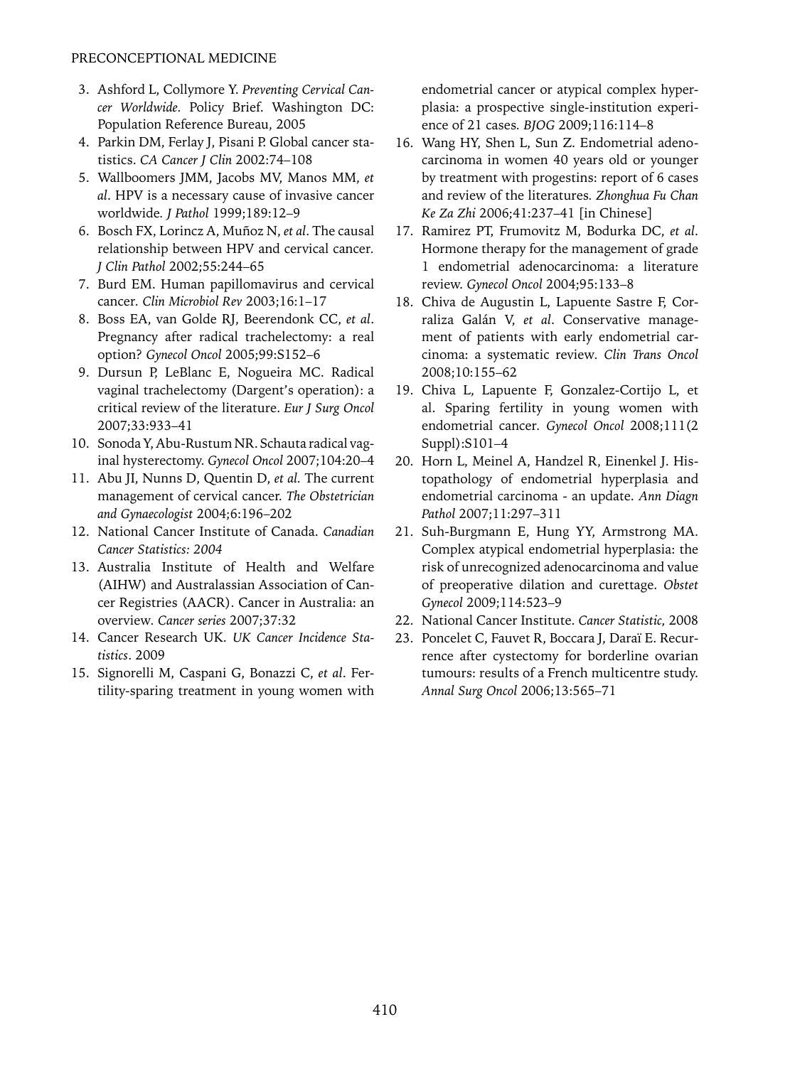3. Ashford L, Collymore Y. *Preventing Cervical Cancer Worldwide*. Policy Brief. Washington DC: Population Reference Bureau, 2005
4. Parkin DM, Ferlay J, Pisani P. Global cancer statistics. *CA Cancer J Clin* 2002:74–108
5. Wallboomers JMM, Jacobs MV, Manos MM, *et al*. HPV is a necessary cause of invasive cancer worldwide. *J Pathol* 1999;189:12–9
6. Bosch FX, Lorincz A, Muñoz N, *et al*. The causal relationship between HPV and cervical cancer. *J Clin Pathol* 2002;55:244–65
7. Burd EM. Human papillomavirus and cervical cancer. *Clin Microbiol Rev* 2003;16:1–17
8. Boss EA, van Golde RJ, Beerendonk CC, *et al*. Pregnancy after radical trachelectomy: a real option? *Gynecol Oncol* 2005;99:S152–6
9. Dursun P, LeBlanc E, Nogueira MC. Radical vaginal trachelectomy (Dargent's operation): a critical review of the literature. *Eur J Surg Oncol* 2007;33:933–41
10. Sonoda Y, Abu-Rustum NR. Schauta radical vaginal hysterectomy. *Gynecol Oncol* 2007;104:20–4
11. Abu JI, Nunns D, Quentin D, *et al*. The current management of cervical cancer. *The Obstetrician and Gynaecologist* 2004;6:196–202
12. National Cancer Institute of Canada. *Canadian Cancer Statistics: 2004*
13. Australia Institute of Health and Welfare (AIHW) and Australassian Association of Cancer Registries (AACR). Cancer in Australia: an overview. *Cancer series* 2007;37:32
14. Cancer Research UK. *UK Cancer Incidence Statistics*. 2009
15. Signorelli M, Caspani G, Bonazzi C, *et al*. Fertility-sparing treatment in young women with endometrial cancer or atypical complex hyperplasia: a prospective single-institution experience of 21 cases. *BJOG* 2009;116:114–8
16. Wang HY, Shen L, Sun Z. Endometrial adenocarcinoma in women 40 years old or younger by treatment with progestins: report of 6 cases and review of the literatures. *Zhonghua Fu Chan Ke Za Zhi* 2006;41:237–41 [in Chinese]
17. Ramirez PT, Frumovitz M, Bodurka DC, *et al*. Hormone therapy for the management of grade 1 endometrial adenocarcinoma: a literature review. *Gynecol Oncol* 2004;95:133–8
18. Chiva de Augustin L, Lapuente Sastre F, Corraliza Galán V, *et al*. Conservative management of patients with early endometrial carcinoma: a systematic review. *Clin Trans Oncol* 2008;10:155–62
19. Chiva L, Lapuente F, Gonzalez-Cortijo L, et al. Sparing fertility in young women with endometrial cancer. *Gynecol Oncol* 2008;111(2 Suppl):S101–4
20. Horn L, Meinel A, Handzel R, Einenkel J. Histopathology of endometrial hyperplasia and endometrial carcinoma - an update. *Ann Diagn Pathol* 2007;11:297–311
21. Suh-Burgmann E, Hung YY, Armstrong MA. Complex atypical endometrial hyperplasia: the risk of unrecognized adenocarcinoma and value of preoperative dilation and curettage. *Obstet Gynecol* 2009;114:523–9
22. National Cancer Institute. *Cancer Statistic,* 2008
23. Poncelet C, Fauvet R, Boccara J, Daraï E. Recurrence after cystectomy for borderline ovarian tumours: results of a French multicentre study. *Annal Surg Oncol* 2006;13:565–71